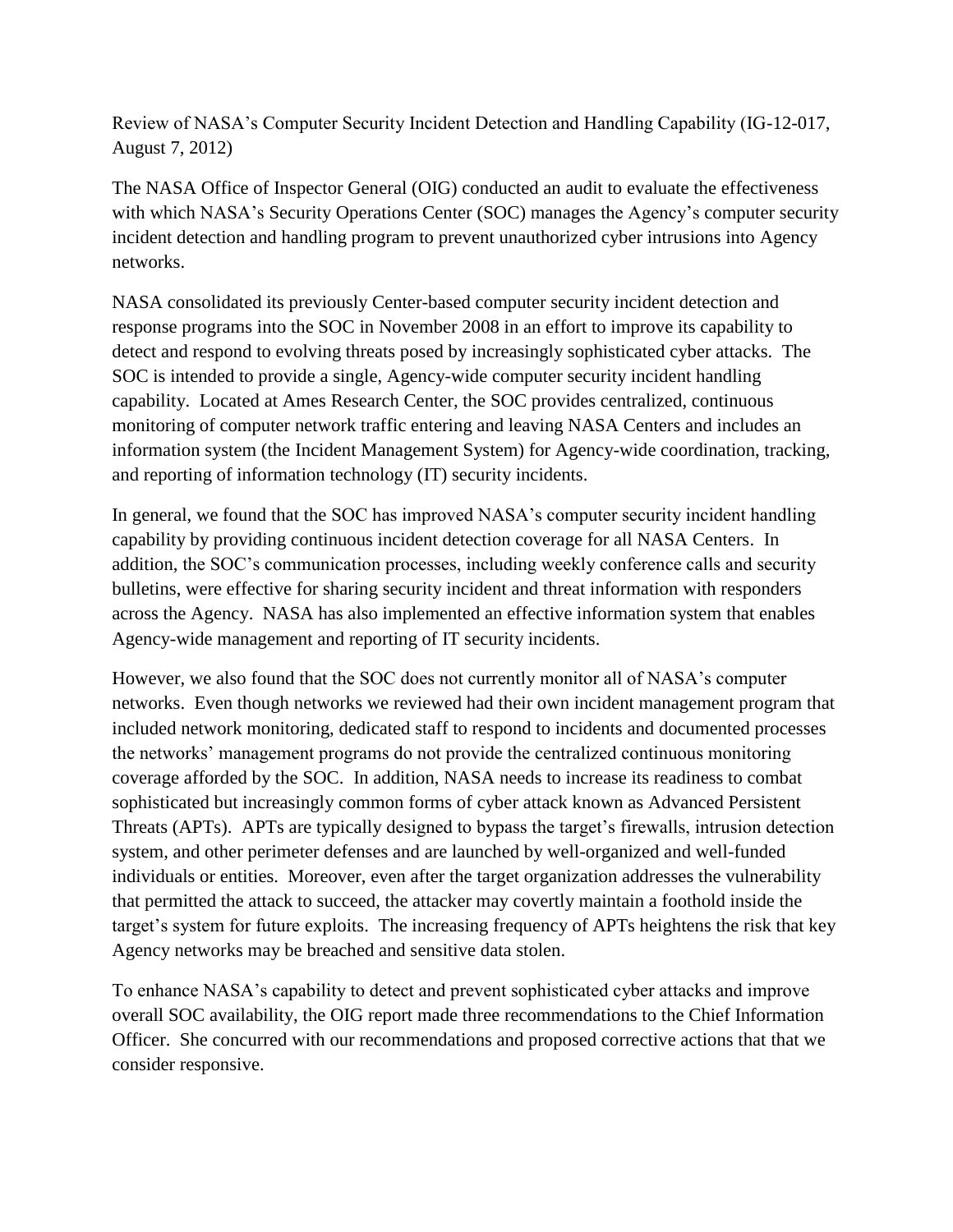Review of NASA's Computer Security Incident Detection and Handling Capability (IG-12-017, August 7, 2012)

The NASA Office of Inspector General (OIG) conducted an audit to evaluate the effectiveness with which NASA's Security Operations Center (SOC) manages the Agency's computer security incident detection and handling program to prevent unauthorized cyber intrusions into Agency networks.

NASA consolidated its previously Center-based computer security incident detection and response programs into the SOC in November 2008 in an effort to improve its capability to detect and respond to evolving threats posed by increasingly sophisticated cyber attacks. The SOC is intended to provide a single, Agency-wide computer security incident handling capability. Located at Ames Research Center, the SOC provides centralized, continuous monitoring of computer network traffic entering and leaving NASA Centers and includes an information system (the Incident Management System) for Agency-wide coordination, tracking, and reporting of information technology (IT) security incidents.

In general, we found that the SOC has improved NASA's computer security incident handling capability by providing continuous incident detection coverage for all NASA Centers. In addition, the SOC's communication processes, including weekly conference calls and security bulletins, were effective for sharing security incident and threat information with responders across the Agency. NASA has also implemented an effective information system that enables Agency-wide management and reporting of IT security incidents.

However, we also found that the SOC does not currently monitor all of NASA's computer networks. Even though networks we reviewed had their own incident management program that included network monitoring, dedicated staff to respond to incidents and documented processes the networks' management programs do not provide the centralized continuous monitoring coverage afforded by the SOC. In addition, NASA needs to increase its readiness to combat sophisticated but increasingly common forms of cyber attack known as Advanced Persistent Threats (APTs). APTs are typically designed to bypass the target's firewalls, intrusion detection system, and other perimeter defenses and are launched by well-organized and well-funded individuals or entities. Moreover, even after the target organization addresses the vulnerability that permitted the attack to succeed, the attacker may covertly maintain a foothold inside the target's system for future exploits. The increasing frequency of APTs heightens the risk that key Agency networks may be breached and sensitive data stolen.

To enhance NASA's capability to detect and prevent sophisticated cyber attacks and improve overall SOC availability, the OIG report made three recommendations to the Chief Information Officer. She concurred with our recommendations and proposed corrective actions that that we consider responsive.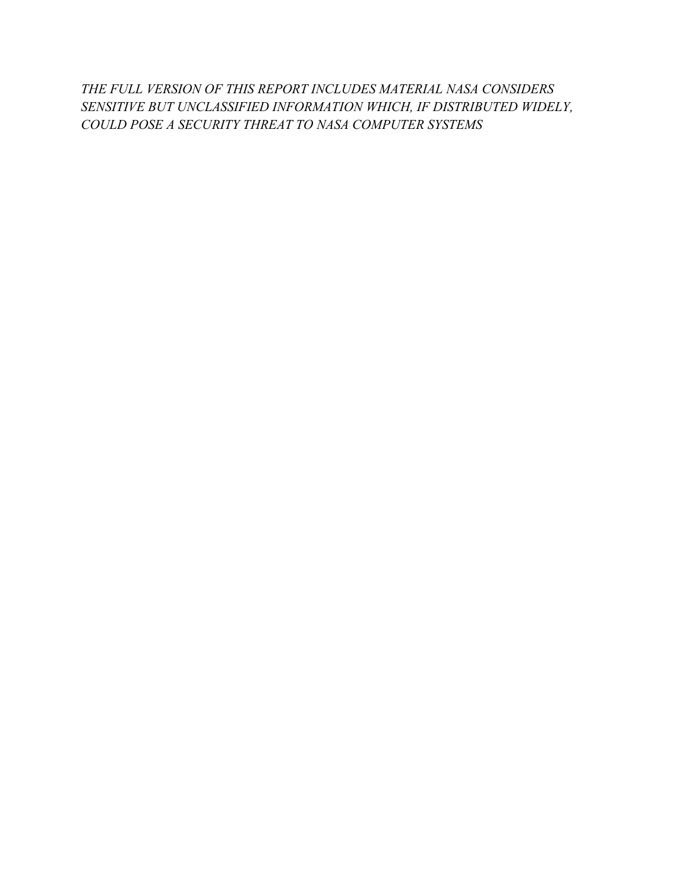*THE FULL VERSION OF THIS REPORT INCLUDES MATERIAL NASA CONSIDERS SENSITIVE BUT UNCLASSIFIED INFORMATION WHICH, IF DISTRIBUTED WIDELY, COULD POSE A SECURITY THREAT TO NASA COMPUTER SYSTEMS*